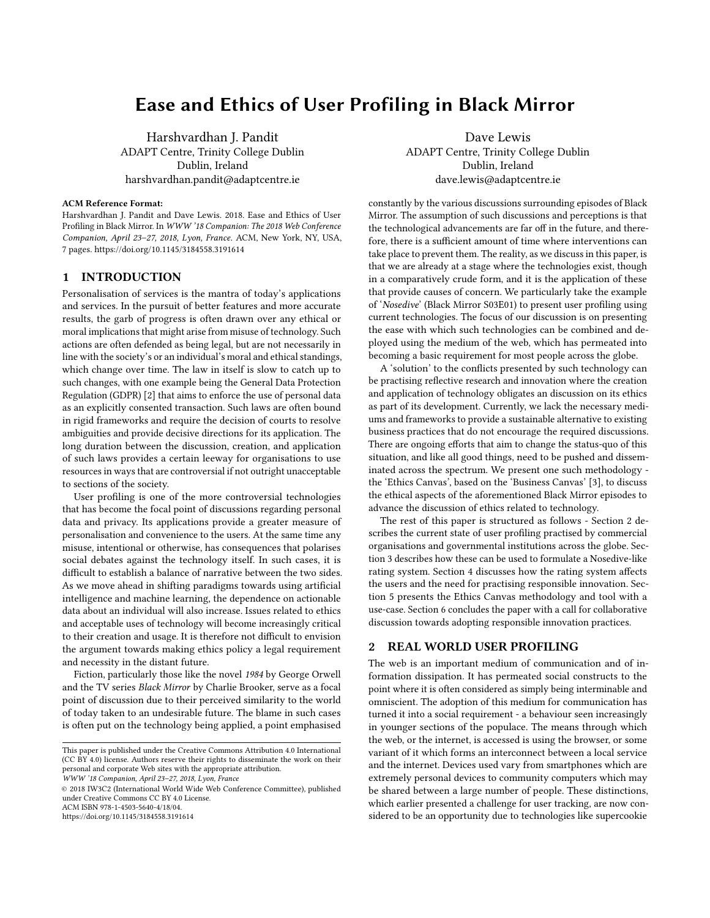// Ease and Ethics of User Profiling in Black Mirror

Harshvardhan J. Pandit
ADAPT Centre, Trinity College Dublin
Dublin, Ireland
harshvardhan.pandit@adaptcentre.ie

Dave Lewis
ADAPT Centre, Trinity College Dublin
Dublin, Ireland
dave.lewis@adaptcentre.ie

**ACM Reference Format:**
Harshvardhan J. Pandit and Dave Lewis. 2018. Ease and Ethics of User Profiling in Black Mirror. In *WWW '18 Companion: The 2018 Web Conference Companion, April 23–27, 2018, Lyon, France.* ACM, New York, NY, USA, 7 pages. https://doi.org/10.1145/3184558.3191614

## 1 INTRODUCTION

Personalisation of services is the mantra of today's applications and services. In the pursuit of better features and more accurate results, the garb of progress is often drawn over any ethical or moral implications that might arise from misuse of technology. Such actions are often defended as being legal, but are not necessarily in line with the society's or an individual's moral and ethical standings, which change over time. The law in itself is slow to catch up to such changes, with one example being the General Data Protection Regulation (GDPR) [2] that aims to enforce the use of personal data as an explicitly consented transaction. Such laws are often bound in rigid frameworks and require the decision of courts to resolve ambiguities and provide decisive directions for its application. The long duration between the discussion, creation, and application of such laws provides a certain leeway for organisations to use resources in ways that are controversial if not outright unacceptable to sections of the society.

User profiling is one of the more controversial technologies that has become the focal point of discussions regarding personal data and privacy. Its applications provide a greater measure of personalisation and convenience to the users. At the same time any misuse, intentional or otherwise, has consequences that polarises social debates against the technology itself. In such cases, it is difficult to establish a balance of narrative between the two sides. As we move ahead in shifting paradigms towards using artificial intelligence and machine learning, the dependence on actionable data about an individual will also increase. Issues related to ethics and acceptable uses of technology will become increasingly critical to their creation and usage. It is therefore not difficult to envision the argument towards making ethics policy a legal requirement and necessity in the distant future.

Fiction, particularly those like the novel *1984* by George Orwell and the TV series *Black Mirror* by Charlie Brooker, serve as a focal point of discussion due to their perceived similarity to the world of today taken to an undesirable future. The blame in such cases is often put on the technology being applied, a point emphasised constantly by the various discussions surrounding episodes of Black Mirror. The assumption of such discussions and perceptions is that the technological advancements are far off in the future, and therefore, there is a sufficient amount of time where interventions can take place to prevent them. The reality, as we discuss in this paper, is that we are already at a stage where the technologies exist, though in a comparatively crude form, and it is the application of these that provide causes of concern. We particularly take the example of '*Nosedive*' (Black Mirror S03E01) to present user profiling using current technologies. The focus of our discussion is on presenting the ease with which such technologies can be combined and deployed using the medium of the web, which has permeated into becoming a basic requirement for most people across the globe.

A 'solution' to the conflicts presented by such technology can be practising reflective research and innovation where the creation and application of technology obligates an discussion on its ethics as part of its development. Currently, we lack the necessary mediums and frameworks to provide a sustainable alternative to existing business practices that do not encourage the required discussions. There are ongoing efforts that aim to change the status-quo of this situation, and like all good things, need to be pushed and disseminated across the spectrum. We present one such methodology - the 'Ethics Canvas', based on the 'Business Canvas' [3], to discuss the ethical aspects of the aforementioned Black Mirror episodes to advance the discussion of ethics related to technology.

The rest of this paper is structured as follows - Section 2 describes the current state of user profiling practised by commercial organisations and governmental institutions across the globe. Section 3 describes how these can be used to formulate a Nosedive-like rating system. Section 4 discusses how the rating system affects the users and the need for practising responsible innovation. Section 5 presents the Ethics Canvas methodology and tool with a use-case. Section 6 concludes the paper with a call for collaborative discussion towards adopting responsible innovation practices.

## 2 REAL WORLD USER PROFILING

The web is an important medium of communication and of information dissipation. It has permeated social constructs to the point where it is often considered as simply being interminable and omniscient. The adoption of this medium for communication has turned it into a social requirement - a behaviour seen increasingly in younger sections of the populace. The means through which the web, or the internet, is accessed is using the browser, or some variant of it which forms an interconnect between a local service and the internet. Devices used vary from smartphones which are extremely personal devices to community computers which may be shared between a large number of people. These distinctions, which earlier presented a challenge for user tracking, are now considered to be an opportunity due to technologies like supercookie

This paper is published under the Creative Commons Attribution 4.0 International (CC BY 4.0) license. Authors reserve their rights to disseminate the work on their personal and corporate Web sites with the appropriate attribution.
*WWW '18 Companion, April 23–27, 2018, Lyon, France*
© 2018 IW3C2 (International World Wide Web Conference Committee), published under Creative Commons CC BY 4.0 License.
ACM ISBN 978-1-4503-5640-4/18/04.
https://doi.org/10.1145/3184558.3191614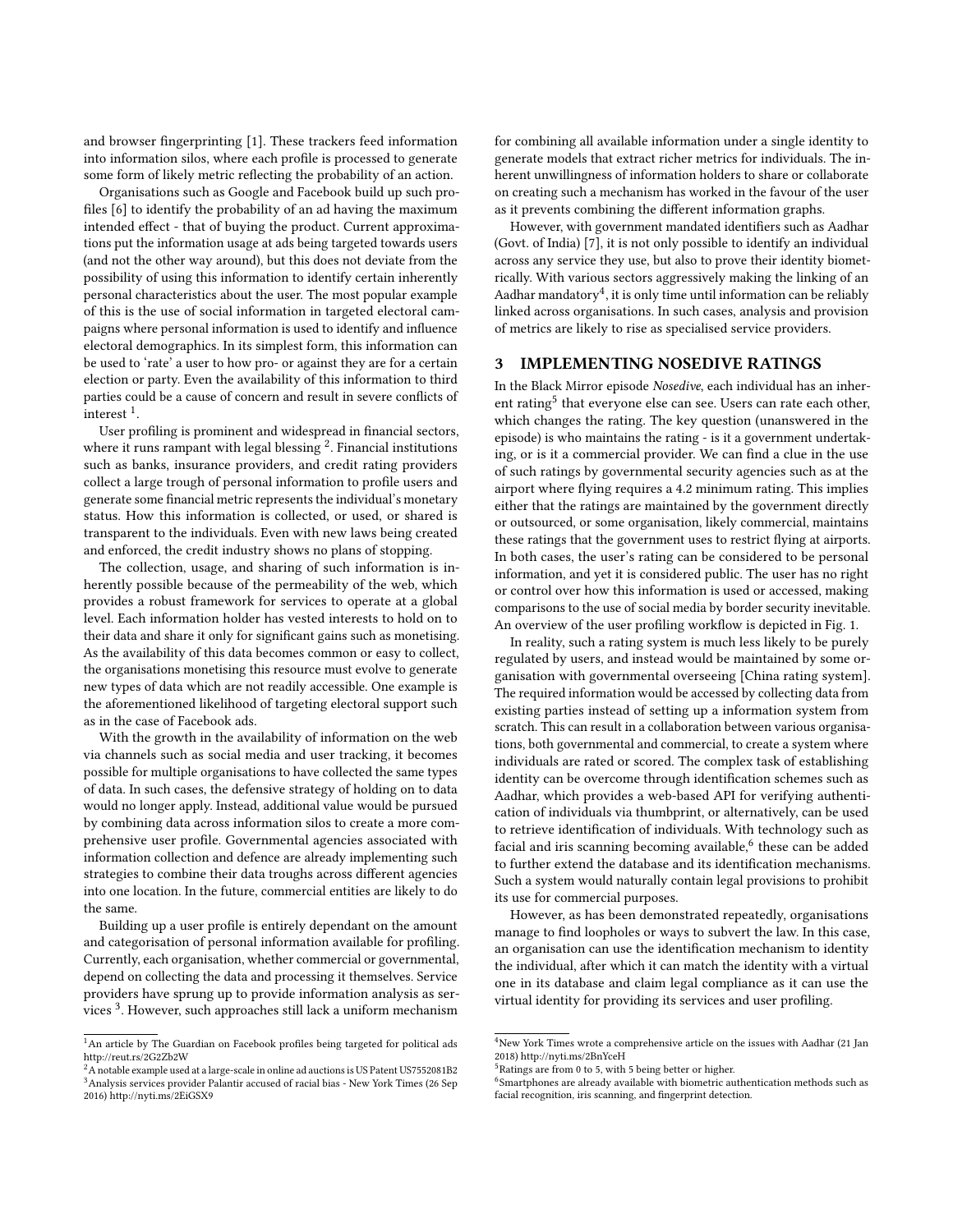and browser fingerprinting [1]. These trackers feed information into information silos, where each profile is processed to generate some form of likely metric reflecting the probability of an action.

Organisations such as Google and Facebook build up such profiles [6] to identify the probability of an ad having the maximum intended effect - that of buying the product. Current approximations put the information usage at ads being targeted towards users (and not the other way around), but this does not deviate from the possibility of using this information to identify certain inherently personal characteristics about the user. The most popular example of this is the use of social information in targeted electoral campaigns where personal information is used to identify and influence electoral demographics. In its simplest form, this information can be used to 'rate' a user to how pro- or against they are for a certain election or party. Even the availability of this information to third parties could be a cause of concern and result in severe conflicts of interest [1].

User profiling is prominent and widespread in financial sectors, where it runs rampant with legal blessing [2]. Financial institutions such as banks, insurance providers, and credit rating providers collect a large trough of personal information to profile users and generate some financial metric represents the individual's monetary status. How this information is collected, or used, or shared is transparent to the individuals. Even with new laws being created and enforced, the credit industry shows no plans of stopping.

The collection, usage, and sharing of such information is inherently possible because of the permeability of the web, which provides a robust framework for services to operate at a global level. Each information holder has vested interests to hold on to their data and share it only for significant gains such as monetising. As the availability of this data becomes common or easy to collect, the organisations monetising this resource must evolve to generate new types of data which are not readily accessible. One example is the aforementioned likelihood of targeting electoral support such as in the case of Facebook ads.

With the growth in the availability of information on the web via channels such as social media and user tracking, it becomes possible for multiple organisations to have collected the same types of data. In such cases, the defensive strategy of holding on to data would no longer apply. Instead, additional value would be pursued by combining data across information silos to create a more comprehensive user profile. Governmental agencies associated with information collection and defence are already implementing such strategies to combine their data troughs across different agencies into one location. In the future, commercial entities are likely to do the same.

Building up a user profile is entirely dependant on the amount and categorisation of personal information available for profiling. Currently, each organisation, whether commercial or governmental, depend on collecting the data and processing it themselves. Service providers have sprung up to provide information analysis as services [3]. However, such approaches still lack a uniform mechanism for combining all available information under a single identity to generate models that extract richer metrics for individuals. The inherent unwillingness of information holders to share or collaborate on creating such a mechanism has worked in the favour of the user as it prevents combining the different information graphs.

However, with government mandated identifiers such as Aadhar (Govt. of India) [7], it is not only possible to identify an individual across any service they use, but also to prove their identity biometrically. With various sectors aggressively making the linking of an Aadhar mandatory[4], it is only time until information can be reliably linked across organisations. In such cases, analysis and provision of metrics are likely to rise as specialised service providers.

## 3 IMPLEMENTING NOSEDIVE RATINGS

In the Black Mirror episode *Nosedive*, each individual has an inherent rating[5] that everyone else can see. Users can rate each other, which changes the rating. The key question (unanswered in the episode) is who maintains the rating - is it a government undertaking, or is it a commercial provider. We can find a clue in the use of such ratings by governmental security agencies such as at the airport where flying requires a 4.2 minimum rating. This implies either that the ratings are maintained by the government directly or outsourced, or some organisation, likely commercial, maintains these ratings that the government uses to restrict flying at airports. In both cases, the user's rating can be considered to be personal information, and yet it is considered public. The user has no right or control over how this information is used or accessed, making comparisons to the use of social media by border security inevitable. An overview of the user profiling workflow is depicted in Fig. 1.

In reality, such a rating system is much less likely to be purely regulated by users, and instead would be maintained by some organisation with governmental overseeing [China rating system]. The required information would be accessed by collecting data from existing parties instead of setting up a information system from scratch. This can result in a collaboration between various organisations, both governmental and commercial, to create a system where individuals are rated or scored. The complex task of establishing identity can be overcome through identification schemes such as Aadhar, which provides a web-based API for verifying authentication of individuals via thumbprint, or alternatively, can be used to retrieve identification of individuals. With technology such as facial and iris scanning becoming available,[6] these can be added to further extend the database and its identification mechanisms. Such a system would naturally contain legal provisions to prohibit its use for commercial purposes.

However, as has been demonstrated repeatedly, organisations manage to find loopholes or ways to subvert the law. In this case, an organisation can use the identification mechanism to identify the individual, after which it can match the identity with a virtual one in its database and claim legal compliance as it can use the virtual identity for providing its services and user profiling.

---

[1] An article by The Guardian on Facebook profiles being targeted for political ads http://reut.rs/2G2Zb2W

[2] A notable example used at a large-scale in online ad auctions is US Patent US7552081B2

[3] Analysis services provider Palantir accused of racial bias - New York Times (26 Sep 2016) http://nyti.ms/2EiGSX9

[4] New York Times wrote a comprehensive article on the issues with Aadhar (21 Jan 2018) http://nyti.ms/2BnYceH

[5] Ratings are from 0 to 5, with 5 being better or higher.

[6] Smartphones are already available with biometric authentication methods such as facial recognition, iris scanning, and fingerprint detection.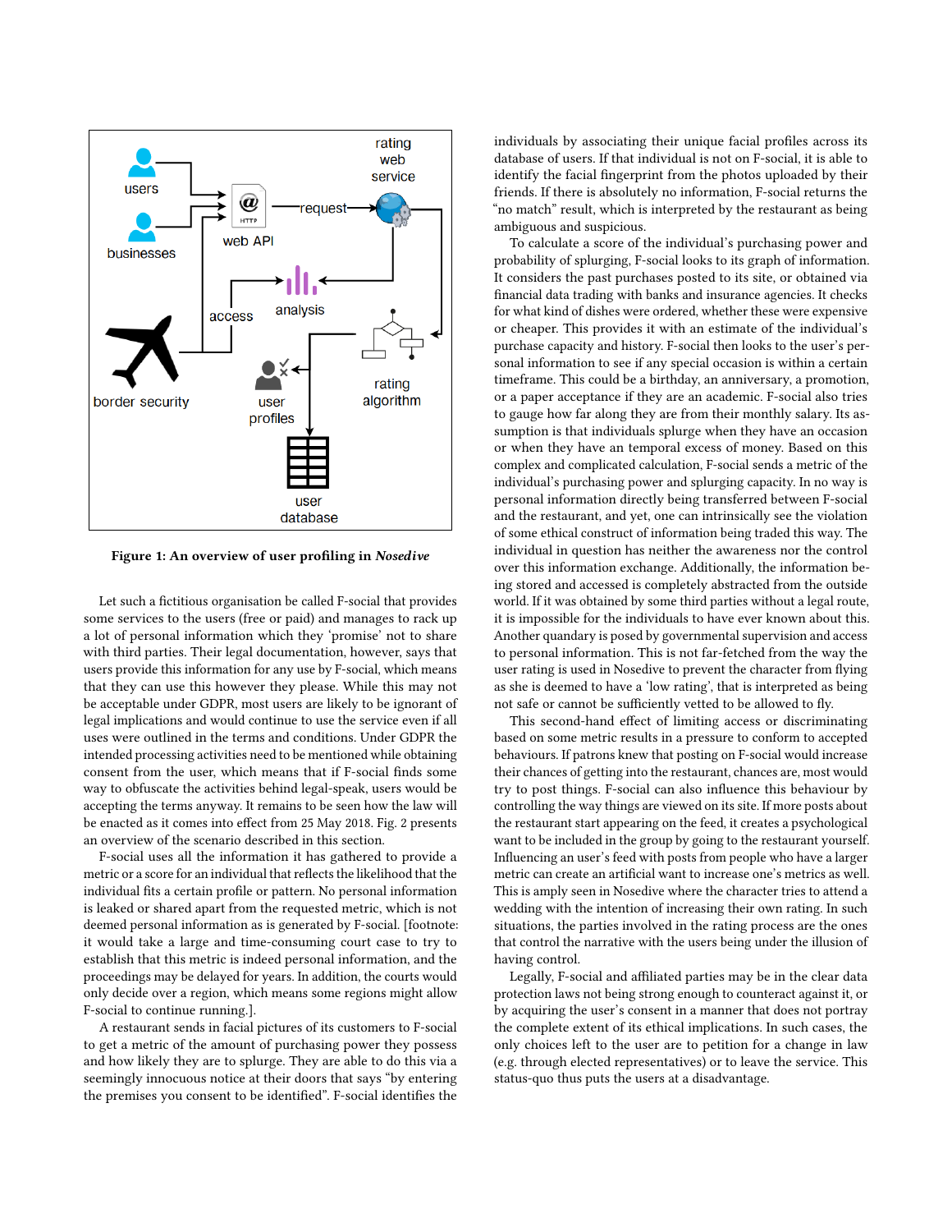rating web service

users

businesses

web API

request

access

analysis

border security

user profiles

rating algorithm

user database

**Figure 1: An overview of user profiling in *Nosedive***

Let such a fictitious organisation be called F-social that provides some services to the users (free or paid) and manages to rack up a lot of personal information which they 'promise' not to share with third parties. Their legal documentation, however, says that users provide this information for any use by F-social, which means that they can use this however they please. While this may not be acceptable under GDPR, most users are likely to be ignorant of legal implications and would continue to use the service even if all uses were outlined in the terms and conditions. Under GDPR the intended processing activities need to be mentioned while obtaining consent from the user, which means that if F-social finds some way to obfuscate the activities behind legal-speak, users would be accepting the terms anyway. It remains to be seen how the law will be enacted as it comes into effect from 25 May 2018. Fig. 2 presents an overview of the scenario described in this section.

F-social uses all the information it has gathered to provide a metric or a score for an individual that reflects the likelihood that the individual fits a certain profile or pattern. No personal information is leaked or shared apart from the requested metric, which is not deemed personal information as is generated by F-social. [footnote: it would take a large and time-consuming court case to try to establish that this metric is indeed personal information, and the proceedings may be delayed for years. In addition, the courts would only decide over a region, which means some regions might allow F-social to continue running.].

A restaurant sends in facial pictures of its customers to F-social to get a metric of the amount of purchasing power they possess and how likely they are to splurge. They are able to do this via a seemingly innocuous notice at their doors that says "by entering the premises you consent to be identified". F-social identifies the individuals by associating their unique facial profiles across its database of users. If that individual is not on F-social, it is able to identify the facial fingerprint from the photos uploaded by their friends. If there is absolutely no information, F-social returns the "no match" result, which is interpreted by the restaurant as being ambiguous and suspicious.

To calculate a score of the individual's purchasing power and probability of splurging, F-social looks to its graph of information. It considers the past purchases posted to its site, or obtained via financial data trading with banks and insurance agencies. It checks for what kind of dishes were ordered, whether these were expensive or cheaper. This provides it with an estimate of the individual's purchase capacity and history. F-social then looks to the user's personal information to see if any special occasion is within a certain timeframe. This could be a birthday, an anniversary, a promotion, or a paper acceptance if they are an academic. F-social also tries to gauge how far along they are from their monthly salary. Its assumption is that individuals splurge when they have an occasion or when they have an temporal excess of money. Based on this complex and complicated calculation, F-social sends a metric of the individual's purchasing power and splurging capacity. In no way is personal information directly being transferred between F-social and the restaurant, and yet, one can intrinsically see the violation of some ethical construct of information being traded this way. The individual in question has neither the awareness nor the control over this information exchange. Additionally, the information being stored and accessed is completely abstracted from the outside world. If it was obtained by some third parties without a legal route, it is impossible for the individuals to have ever known about this. Another quandary is posed by governmental supervision and access to personal information. This is not far-fetched from the way the user rating is used in Nosedive to prevent the character from flying as she is deemed to have a 'low rating', that is interpreted as being not safe or cannot be sufficiently vetted to be allowed to fly.

This second-hand effect of limiting access or discriminating based on some metric results in a pressure to conform to accepted behaviours. If patrons knew that posting on F-social would increase their chances of getting into the restaurant, chances are, most would try to post things. F-social can also influence this behaviour by controlling the way things are viewed on its site. If more posts about the restaurant start appearing on the feed, it creates a psychological want to be included in the group by going to the restaurant yourself. Influencing an user's feed with posts from people who have a larger metric can create an artificial want to increase one's metrics as well. This is amply seen in Nosedive where the character tries to attend a wedding with the intention of increasing their own rating. In such situations, the parties involved in the rating process are the ones that control the narrative with the users being under the illusion of having control.

Legally, F-social and affiliated parties may be in the clear data protection laws not being strong enough to counteract against it, or by acquiring the user's consent in a manner that does not portray the complete extent of its ethical implications. In such cases, the only choices left to the user are to petition for a change in law (e.g. through elected representatives) or to leave the service. This status-quo thus puts the users at a disadvantage.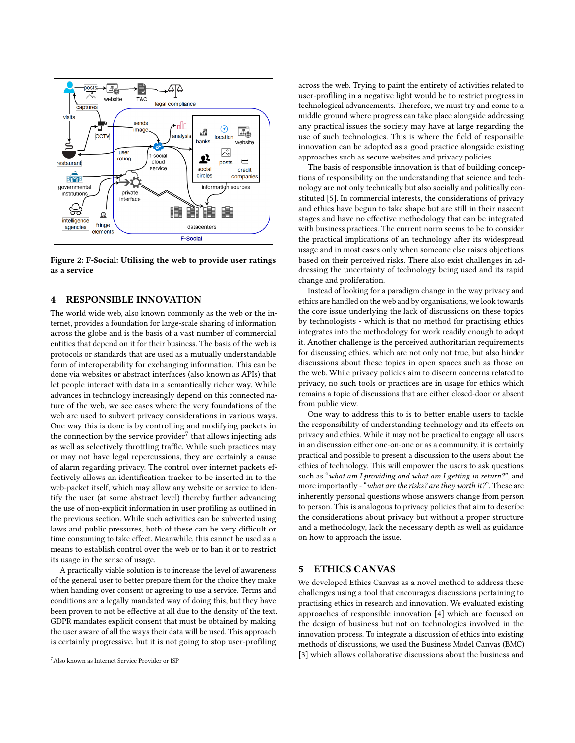Figure 2: F-Social: Utilising the web to provide user ratings as a service

## 4 RESPONSIBLE INNOVATION

The world wide web, also known commonly as the web or the internet, provides a foundation for large-scale sharing of information across the globe and is the basis of a vast number of commercial entities that depend on it for their business. The basis of the web is protocols or standards that are used as a mutually understandable form of interoperability for exchanging information. This can be done via websites or abstract interfaces (also known as APIs) that let people interact with data in a semantically richer way. While advances in technology increasingly depend on this connected nature of the web, we see cases where the very foundations of the web are used to subvert privacy considerations in various ways. One way this is done is by controlling and modifying packets in the connection by the service provider[7] that allows injecting ads as well as selectively throttling traffic. While such practices may or may not have legal repercussions, they are certainly a cause of alarm regarding privacy. The control over internet packets effectively allows an identification tracker to be inserted in to the web-packet itself, which may allow any website or service to identify the user (at some abstract level) thereby further advancing the use of non-explicit information in user profiling as outlined in the previous section. While such activities can be subverted using laws and public pressures, both of these can be very difficult or time consuming to take effect. Meanwhile, this cannot be used as a means to establish control over the web or to ban it or to restrict its usage in the sense of usage.

A practically viable solution is to increase the level of awareness of the general user to better prepare them for the choice they make when handing over consent or agreeing to use a service. Terms and conditions are a legally mandated way of doing this, but they have been proven to not be effective at all due to the density of the text. GDPR mandates explicit consent that must be obtained by making the user aware of all the ways their data will be used. This approach is certainly progressive, but it is not going to stop user-profiling across the web. Trying to paint the entirety of activities related to user-profiling in a negative light would be to restrict progress in technological advancements. Therefore, we must try and come to a middle ground where progress can take place alongside addressing any practical issues the society may have at large regarding the use of such technologies. This is where the field of responsible innovation can be adopted as a good practice alongside existing approaches such as secure websites and privacy policies.

The basis of responsible innovation is that of building conceptions of responsibility on the understanding that science and technology are not only technically but also socially and politically constituted [5]. In commercial interests, the considerations of privacy and ethics have begun to take shape but are still in their nascent stages and have no effective methodology that can be integrated with business practices. The current norm seems to be to consider the practical implications of an technology after its widespread usage and in most cases only when someone else raises objections based on their perceived risks. There also exist challenges in addressing the uncertainty of technology being used and its rapid change and proliferation.

Instead of looking for a paradigm change in the way privacy and ethics are handled on the web and by organisations, we look towards the core issue underlying the lack of discussions on these topics by technologists - which is that no method for practising ethics integrates into the methodology for work readily enough to adopt it. Another challenge is the perceived authoritarian requirements for discussing ethics, which are not only not true, but also hinder discussions about these topics in open spaces such as those on the web. While privacy policies aim to discern concerns related to privacy, no such tools or practices are in usage for ethics which remains a topic of discussions that are either closed-door or absent from public view.

One way to address this to is to better enable users to tackle the responsibility of understanding technology and its effects on privacy and ethics. While it may not be practical to engage all users in an discussion either one-on-one or as a community, it is certainly practical and possible to present a discussion to the users about the ethics of technology. This will empower the users to ask questions such as "*what am I providing and what am I getting in return?*", and more importantly - "*what are the risks? are they worth it?*". These are inherently personal questions whose answers change from person to person. This is analogous to privacy policies that aim to describe the considerations about privacy but without a proper structure and a methodology, lack the necessary depth as well as guidance on how to approach the issue.

## 5 ETHICS CANVAS

We developed Ethics Canvas as a novel method to address these challenges using a tool that encourages discussions pertaining to practising ethics in research and innovation. We evaluated existing approaches of responsible innovation [4] which are focused on the design of business but not on technologies involved in the innovation process. To integrate a discussion of ethics into existing methods of discussions, we used the Business Model Canvas (BMC) [3] which allows collaborative discussions about the business and

[7] Also known as Internet Service Provider or ISP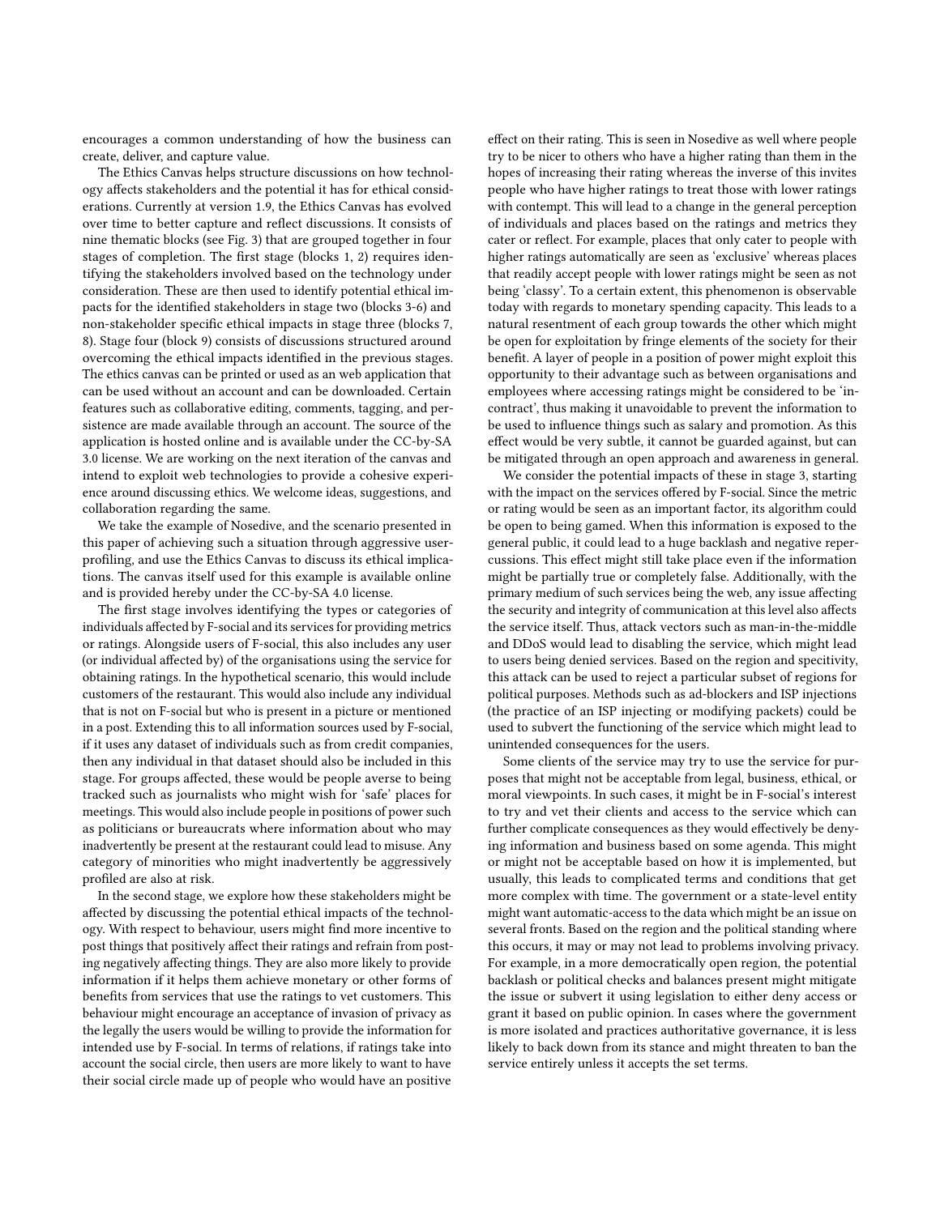encourages a common understanding of how the business can create, deliver, and capture value.

The Ethics Canvas helps structure discussions on how technology affects stakeholders and the potential it has for ethical considerations. Currently at version 1.9, the Ethics Canvas has evolved over time to better capture and reflect discussions. It consists of nine thematic blocks (see Fig. 3) that are grouped together in four stages of completion. The first stage (blocks 1, 2) requires identifying the stakeholders involved based on the technology under consideration. These are then used to identify potential ethical impacts for the identified stakeholders in stage two (blocks 3-6) and non-stakeholder specific ethical impacts in stage three (blocks 7, 8). Stage four (block 9) consists of discussions structured around overcoming the ethical impacts identified in the previous stages. The ethics canvas can be printed or used as an web application that can be used without an account and can be downloaded. Certain features such as collaborative editing, comments, tagging, and persistence are made available through an account. The source of the application is hosted online and is available under the CC-by-SA 3.0 license. We are working on the next iteration of the canvas and intend to exploit web technologies to provide a cohesive experience around discussing ethics. We welcome ideas, suggestions, and collaboration regarding the same.

We take the example of Nosedive, and the scenario presented in this paper of achieving such a situation through aggressive user-profiling, and use the Ethics Canvas to discuss its ethical implications. The canvas itself used for this example is available online and is provided hereby under the CC-by-SA 4.0 license.

The first stage involves identifying the types or categories of individuals affected by F-social and its services for providing metrics or ratings. Alongside users of F-social, this also includes any user (or individual affected by) of the organisations using the service for obtaining ratings. In the hypothetical scenario, this would include customers of the restaurant. This would also include any individual that is not on F-social but who is present in a picture or mentioned in a post. Extending this to all information sources used by F-social, if it uses any dataset of individuals such as from credit companies, then any individual in that dataset should also be included in this stage. For groups affected, these would be people averse to being tracked such as journalists who might wish for 'safe' places for meetings. This would also include people in positions of power such as politicians or bureaucrats where information about who may inadvertently be present at the restaurant could lead to misuse. Any category of minorities who might inadvertently be aggressively profiled are also at risk.

In the second stage, we explore how these stakeholders might be affected by discussing the potential ethical impacts of the technology. With respect to behaviour, users might find more incentive to post things that positively affect their ratings and refrain from posting negatively affecting things. They are also more likely to provide information if it helps them achieve monetary or other forms of benefits from services that use the ratings to vet customers. This behaviour might encourage an acceptance of invasion of privacy as the legally the users would be willing to provide the information for intended use by F-social. In terms of relations, if ratings take into account the social circle, then users are more likely to want to have their social circle made up of people who would have an positive effect on their rating. This is seen in Nosedive as well where people try to be nicer to others who have a higher rating than them in the hopes of increasing their rating whereas the inverse of this invites people who have higher ratings to treat those with lower ratings with contempt. This will lead to a change in the general perception of individuals and places based on the ratings and metrics they cater or reflect. For example, places that only cater to people with higher ratings automatically are seen as 'exclusive' whereas places that readily accept people with lower ratings might be seen as not being 'classy'. To a certain extent, this phenomenon is observable today with regards to monetary spending capacity. This leads to a natural resentment of each group towards the other which might be open for exploitation by fringe elements of the society for their benefit. A layer of people in a position of power might exploit this opportunity to their advantage such as between organisations and employees where accessing ratings might be considered to be 'in-contract', thus making it unavoidable to prevent the information to be used to influence things such as salary and promotion. As this effect would be very subtle, it cannot be guarded against, but can be mitigated through an open approach and awareness in general.

We consider the potential impacts of these in stage 3, starting with the impact on the services offered by F-social. Since the metric or rating would be seen as an important factor, its algorithm could be open to being gamed. When this information is exposed to the general public, it could lead to a huge backlash and negative repercussions. This effect might still take place even if the information might be partially true or completely false. Additionally, with the primary medium of such services being the web, any issue affecting the security and integrity of communication at this level also affects the service itself. Thus, attack vectors such as man-in-the-middle and DDoS would lead to disabling the service, which might lead to users being denied services. Based on the region and specitivity, this attack can be used to reject a particular subset of regions for political purposes. Methods such as ad-blockers and ISP injections (the practice of an ISP injecting or modifying packets) could be used to subvert the functioning of the service which might lead to unintended consequences for the users.

Some clients of the service may try to use the service for purposes that might not be acceptable from legal, business, ethical, or moral viewpoints. In such cases, it might be in F-social's interest to try and vet their clients and access to the service which can further complicate consequences as they would effectively be denying information and business based on some agenda. This might or might not be acceptable based on how it is implemented, but usually, this leads to complicated terms and conditions that get more complex with time. The government or a state-level entity might want automatic-access to the data which might be an issue on several fronts. Based on the region and the political standing where this occurs, it may or may not lead to problems involving privacy. For example, in a more democratically open region, the potential backlash or political checks and balances present might mitigate the issue or subvert it using legislation to either deny access or grant it based on public opinion. In cases where the government is more isolated and practices authoritative governance, it is less likely to back down from its stance and might threaten to ban the service entirely unless it accepts the set terms.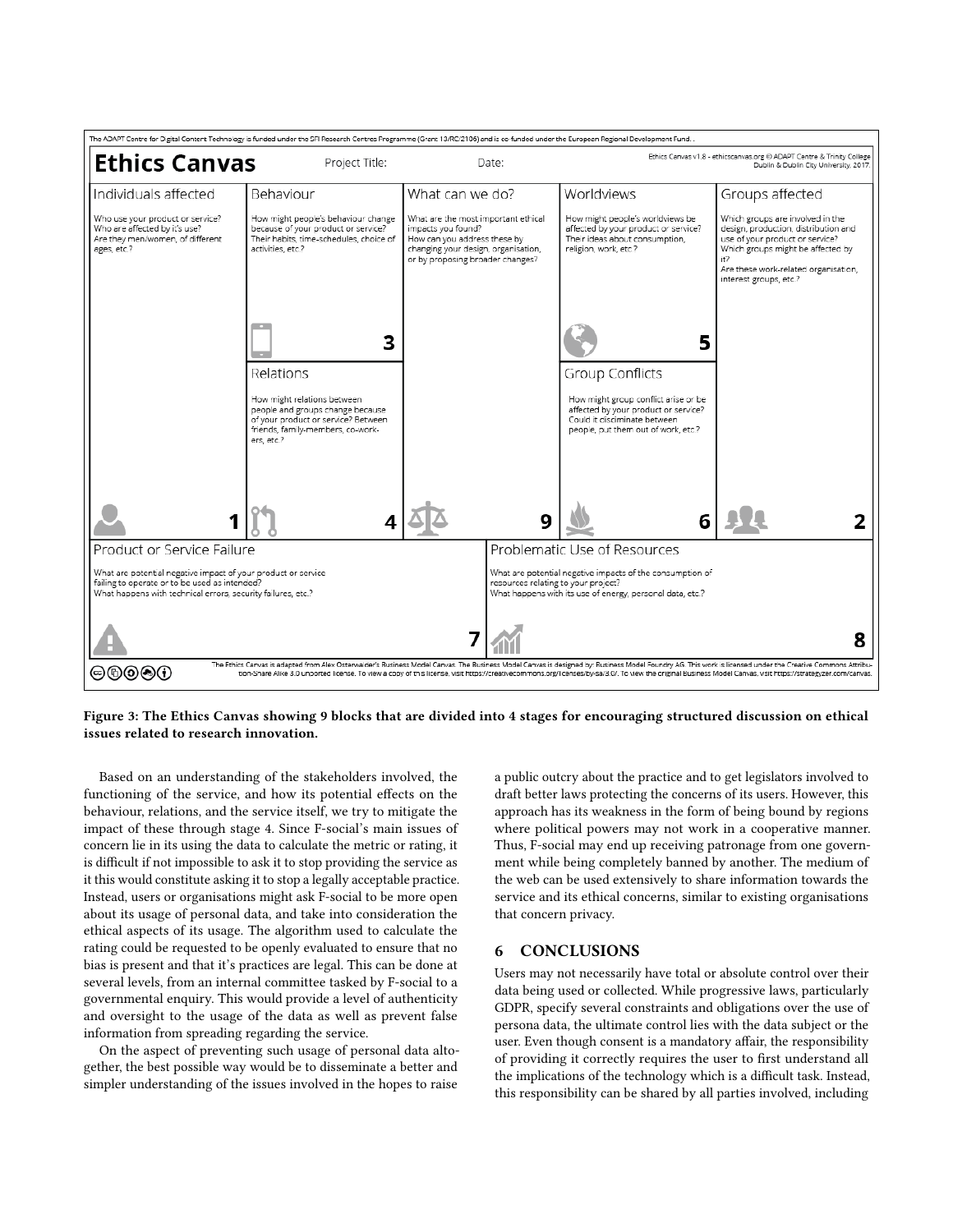The ADAPT Centre for Digital Content Technology is funded under the SFI Research Centres Programme (Grant 13/RC/2106) and is co-funded under the European Regional Development Fund.

**Ethics Canvas**

Project Title:

Date:

Ethics Canvas v1.8 - ethicscanvas.org © ADAPT Centre & Trinity College Dublin & Dublin City University, 2017.

Individuals affected

Who use your product or service? Who are effected by it's use? Are they men/women, of different ages, etc.?

1

Behaviour

How might people's behaviour change because of your product or service? Their habits, time-schedules, choice of activities, etc.?

3

Relations

How might relations between people and groups change because of your product or service? Between friends, family-members, co-workers, etc.?

4

What can we do?

What are the most important ethical impacts you found? How can you address these by changing your design, organisation, or by proposing broader changes?

9

Worldviews

How might people's worldviews be affected by your product or service? Their ideas about consumption, religion, work, etc.?

5

Group Conflicts

How might group conflict arise or be affected by your product or service? Could it discriminate between people, put them out of work, etc.?

6

Groups affected

Which groups are involved in the design, production, distribution and use of your product or service? Which groups might be affected by it? Are these work-related organisation, interest groups, etc.?

2

Product or Service Failure

What are potential negative impact of your product or service failing to operate or to be used as intended? What happens with technical errors, security failures, etc.?

7

Problematic Use of Resources

What are potential negative impacts of the consumption of resources relating to your project? What happens with its use of energy, personal data, etc.?

8

The Ethics Canvas is adapted from Alex Osterwalder's Business Model Canvas. The Business Model Canvas is designed by: Business Model Foundry AG. This work is licensed under the Creative Commons Attribution-Share Alike 3.0 Unported license. To view a copy of this license, visit https://creativecommons.org/licenses/by-sa/3.0/. To view the original Business Model Canvas, visit https://strategyzer.com/canvas.

**Figure 3: The Ethics Canvas showing 9 blocks that are divided into 4 stages for encouraging structured discussion on ethical issues related to research innovation.**

Based on an understanding of the stakeholders involved, the functioning of the service, and how its potential effects on the behaviour, relations, and the service itself, we try to mitigate the impact of these through stage 4. Since F-social's main issues of concern lie in its using the data to calculate the metric or rating, it is difficult if not impossible to ask it to stop providing the service as it this would constitute asking it to stop a legally acceptable practice. Instead, users or organisations might ask F-social to be more open about its usage of personal data, and take into consideration the ethical aspects of its usage. The algorithm used to calculate the rating could be requested to be openly evaluated to ensure that no bias is present and that it's practices are legal. This can be done at several levels, from an internal committee tasked by F-social to a governmental enquiry. This would provide a level of authenticity and oversight to the usage of the data as well as prevent false information from spreading regarding the service.

On the aspect of preventing such usage of personal data altogether, the best possible way would be to disseminate a better and simpler understanding of the issues involved in the hopes to raise a public outcry about the practice and to get legislators involved to draft better laws protecting the concerns of its users. However, this approach has its weakness in the form of being bound by regions where political powers may not work in a cooperative manner. Thus, F-social may end up receiving patronage from one government while being completely banned by another. The medium of the web can be used extensively to share information towards the service and its ethical concerns, similar to existing organisations that concern privacy.

## 6 CONCLUSIONS

Users may not necessarily have total or absolute control over their data being used or collected. While progressive laws, particularly GDPR, specify several constraints and obligations over the use of persona data, the ultimate control lies with the data subject or the user. Even though consent is a mandatory affair, the responsibility of providing it correctly requires the user to first understand all the implications of the technology which is a difficult task. Instead, this responsibility can be shared by all parties involved, including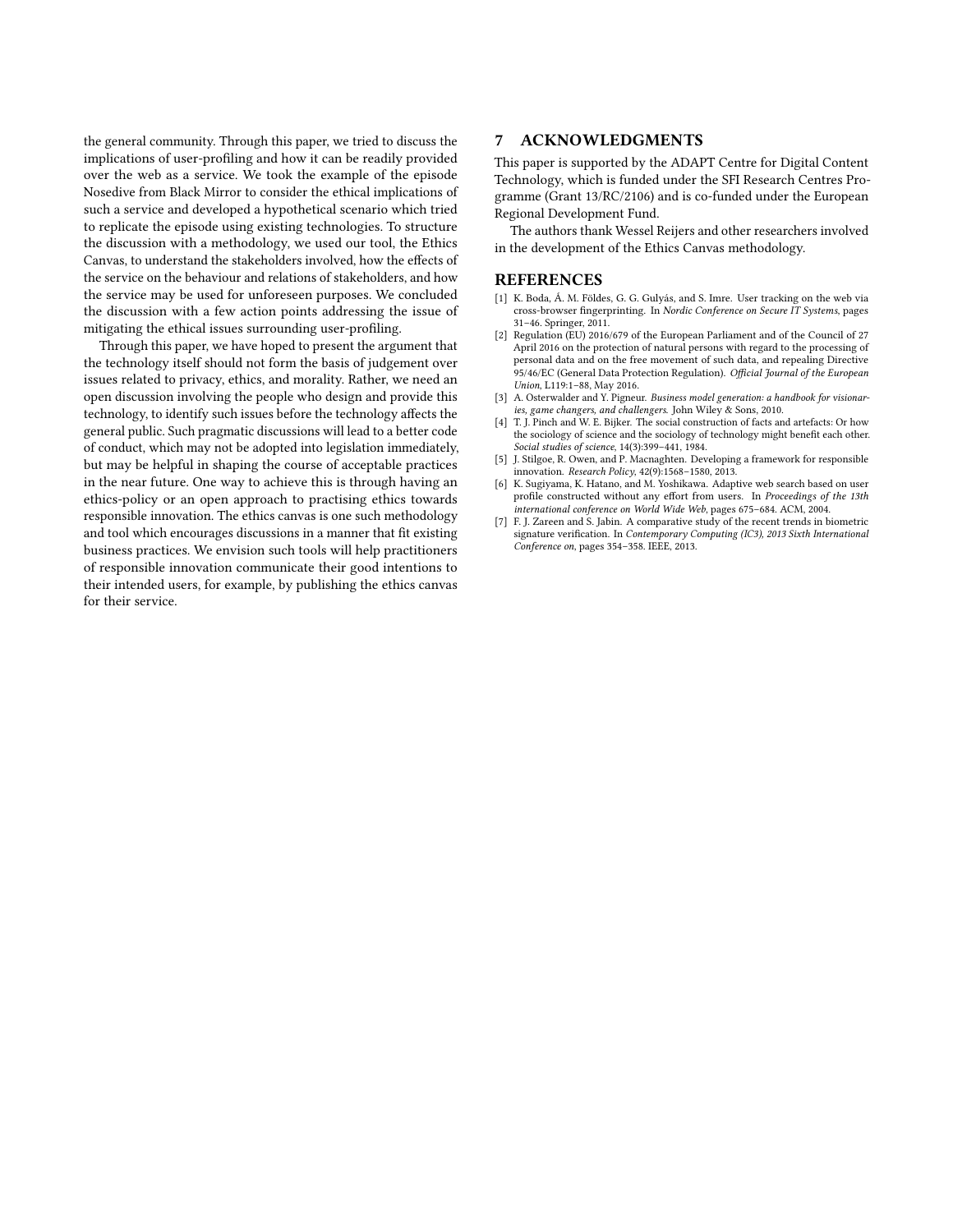the general community. Through this paper, we tried to discuss the implications of user-profiling and how it can be readily provided over the web as a service. We took the example of the episode Nosedive from Black Mirror to consider the ethical implications of such a service and developed a hypothetical scenario which tried to replicate the episode using existing technologies. To structure the discussion with a methodology, we used our tool, the Ethics Canvas, to understand the stakeholders involved, how the effects of the service on the behaviour and relations of stakeholders, and how the service may be used for unforeseen purposes. We concluded the discussion with a few action points addressing the issue of mitigating the ethical issues surrounding user-profiling.

Through this paper, we have hoped to present the argument that the technology itself should not form the basis of judgement over issues related to privacy, ethics, and morality. Rather, we need an open discussion involving the people who design and provide this technology, to identify such issues before the technology affects the general public. Such pragmatic discussions will lead to a better code of conduct, which may not be adopted into legislation immediately, but may be helpful in shaping the course of acceptable practices in the near future. One way to achieve this is through having an ethics-policy or an open approach to practising ethics towards responsible innovation. The ethics canvas is one such methodology and tool which encourages discussions in a manner that fit existing business practices. We envision such tools will help practitioners of responsible innovation communicate their good intentions to their intended users, for example, by publishing the ethics canvas for their service.

## 7 ACKNOWLEDGMENTS

This paper is supported by the ADAPT Centre for Digital Content Technology, which is funded under the SFI Research Centres Programme (Grant 13/RC/2106) and is co-funded under the European Regional Development Fund.

The authors thank Wessel Reijers and other researchers involved in the development of the Ethics Canvas methodology.

## REFERENCES

[1] K. Boda, Á. M. Földes, G. G. Gulyás, and S. Imre. User tracking on the web via cross-browser fingerprinting. In *Nordic Conference on Secure IT Systems*, pages 31–46. Springer, 2011.

[2] Regulation (EU) 2016/679 of the European Parliament and of the Council of 27 April 2016 on the protection of natural persons with regard to the processing of personal data and on the free movement of such data, and repealing Directive 95/46/EC (General Data Protection Regulation). *Official Journal of the European Union*, L119:1–88, May 2016.

[3] A. Osterwalder and Y. Pigneur. *Business model generation: a handbook for visionaries, game changers, and challengers*. John Wiley & Sons, 2010.

[4] T. J. Pinch and W. E. Bijker. The social construction of facts and artefacts: Or how the sociology of science and the sociology of technology might benefit each other. *Social studies of science*, 14(3):399–441, 1984.

[5] J. Stilgoe, R. Owen, and P. Macnaghten. Developing a framework for responsible innovation. *Research Policy*, 42(9):1568–1580, 2013.

[6] K. Sugiyama, K. Hatano, and M. Yoshikawa. Adaptive web search based on user profile constructed without any effort from users. In *Proceedings of the 13th international conference on World Wide Web*, pages 675–684. ACM, 2004.

[7] F. J. Zareen and S. Jabin. A comparative study of the recent trends in biometric signature verification. In *Contemporary Computing (IC3), 2013 Sixth International Conference on*, pages 354–358. IEEE, 2013.